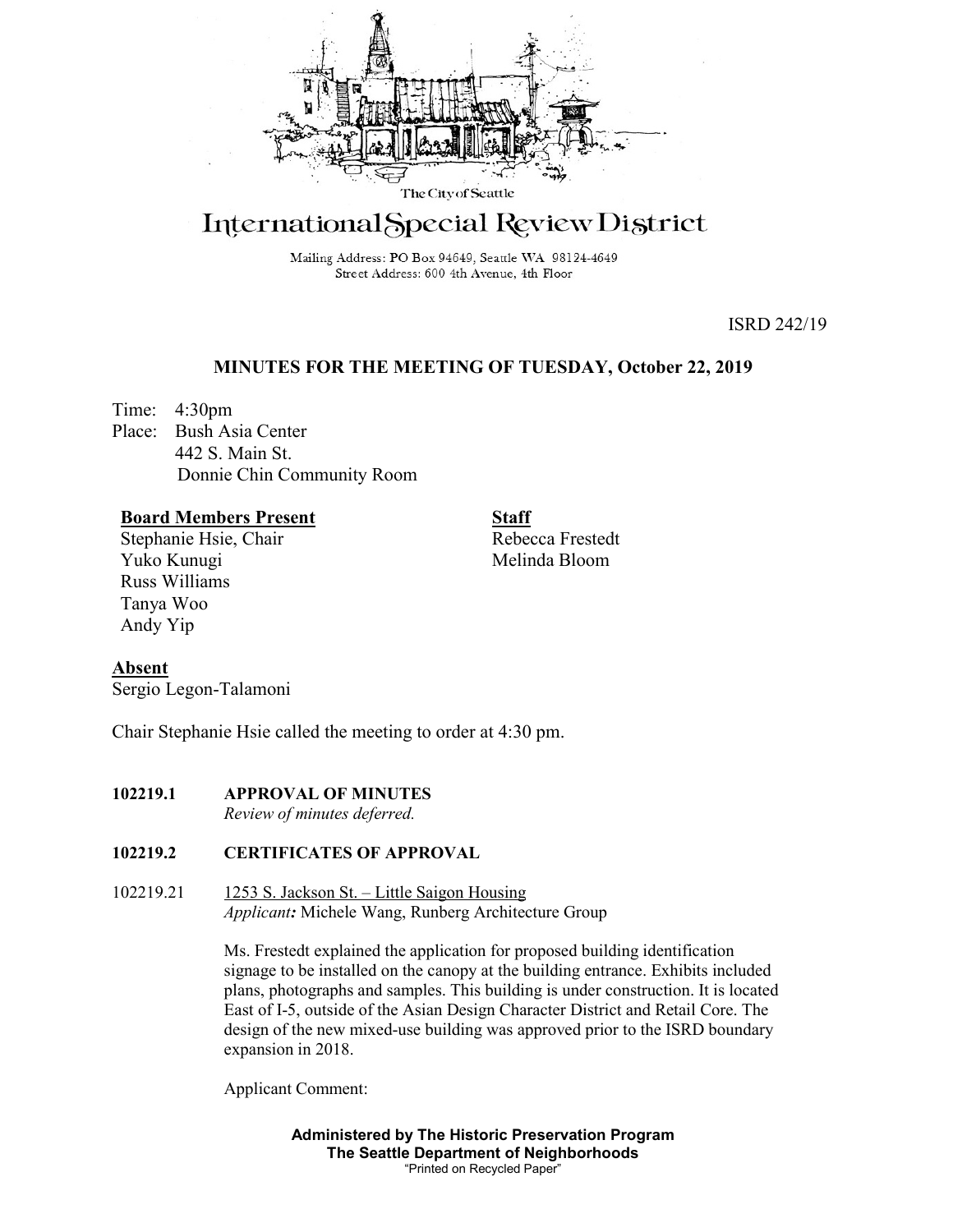The City of Seattle

# International Special Review District

Mailing Address: PO Box 94649, Seattle WA 98124-4649
Street Address: 600 4th Avenue, 4th Floor

ISRD 242/19

## MINUTES FOR THE MEETING OF TUESDAY, October 22, 2019

Time: 4:30pm
Place: Bush Asia Center
442 S. Main St.
Donnie Chin Community Room

**Board Members Present**
Stephanie Hsie, Chair
Yuko Kunugi
Russ Williams
Tanya Woo
Andy Yip

**Staff**
Rebecca Frestedt
Melinda Bloom

**Absent**
Sergio Legon-Talamoni

Chair Stephanie Hsie called the meeting to order at 4:30 pm.

**102219.1 APPROVAL OF MINUTES**
*Review of minutes deferred.*

**102219.2 CERTIFICATES OF APPROVAL**

102219.21 1253 S. Jackson St. – Little Saigon Housing
*Applicant:* Michele Wang, Runberg Architecture Group

Ms. Frestedt explained the application for proposed building identification signage to be installed on the canopy at the building entrance. Exhibits included plans, photographs and samples. This building is under construction. It is located East of I-5, outside of the Asian Design Character District and Retail Core. The design of the new mixed-use building was approved prior to the ISRD boundary expansion in 2018.

Applicant Comment:

**Administered by The Historic Preservation Program**
**The Seattle Department of Neighborhoods**
"Printed on Recycled Paper"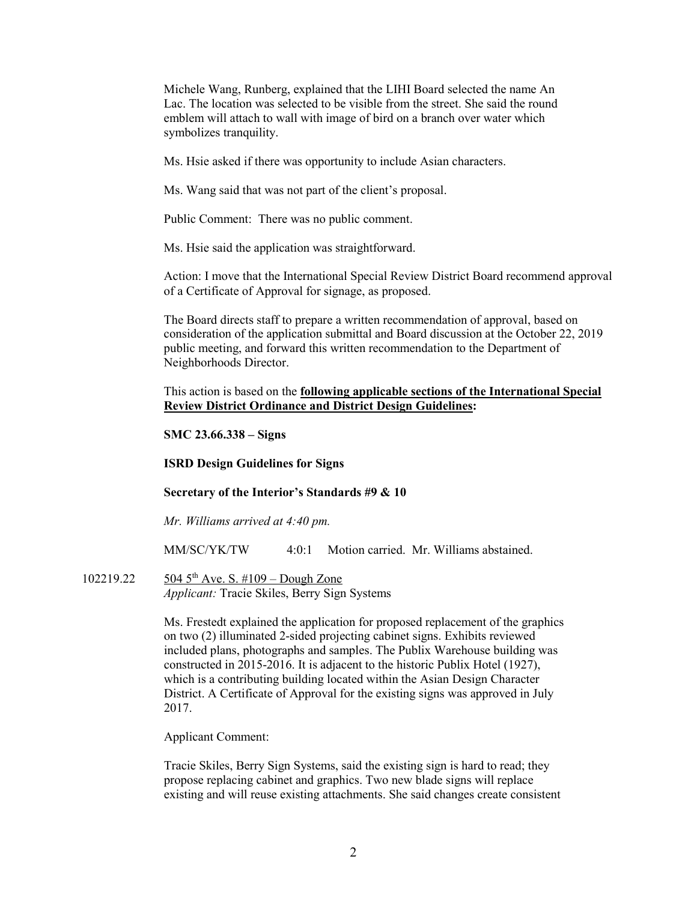Michele Wang, Runberg, explained that the LIHI Board selected the name An Lac. The location was selected to be visible from the street. She said the round emblem will attach to wall with image of bird on a branch over water which symbolizes tranquility.

Ms. Hsie asked if there was opportunity to include Asian characters.

Ms. Wang said that was not part of the client's proposal.

Public Comment: There was no public comment.

Ms. Hsie said the application was straightforward.

Action: I move that the International Special Review District Board recommend approval of a Certificate of Approval for signage, as proposed.

The Board directs staff to prepare a written recommendation of approval, based on consideration of the application submittal and Board discussion at the October 22, 2019 public meeting, and forward this written recommendation to the Department of Neighborhoods Director.

This action is based on the **<u>following applicable sections of the International Special Review District Ordinance and District Design Guidelines</u>:**

**SMC 23.66.338 – Signs**

**ISRD Design Guidelines for Signs**

**Secretary of the Interior's Standards #9 & 10**

*Mr. Williams arrived at 4:40 pm.*

MM/SC/YK/TW 4:0:1 Motion carried. Mr. Williams abstained.

102219.22 <u>504 5th Ave. S. #109 – Dough Zone</u>
*Applicant:* Tracie Skiles, Berry Sign Systems

Ms. Frestedt explained the application for proposed replacement of the graphics on two (2) illuminated 2-sided projecting cabinet signs. Exhibits reviewed included plans, photographs and samples. The Publix Warehouse building was constructed in 2015-2016. It is adjacent to the historic Publix Hotel (1927), which is a contributing building located within the Asian Design Character District. A Certificate of Approval for the existing signs was approved in July 2017.

Applicant Comment:

Tracie Skiles, Berry Sign Systems, said the existing sign is hard to read; they propose replacing cabinet and graphics. Two new blade signs will replace existing and will reuse existing attachments. She said changes create consistent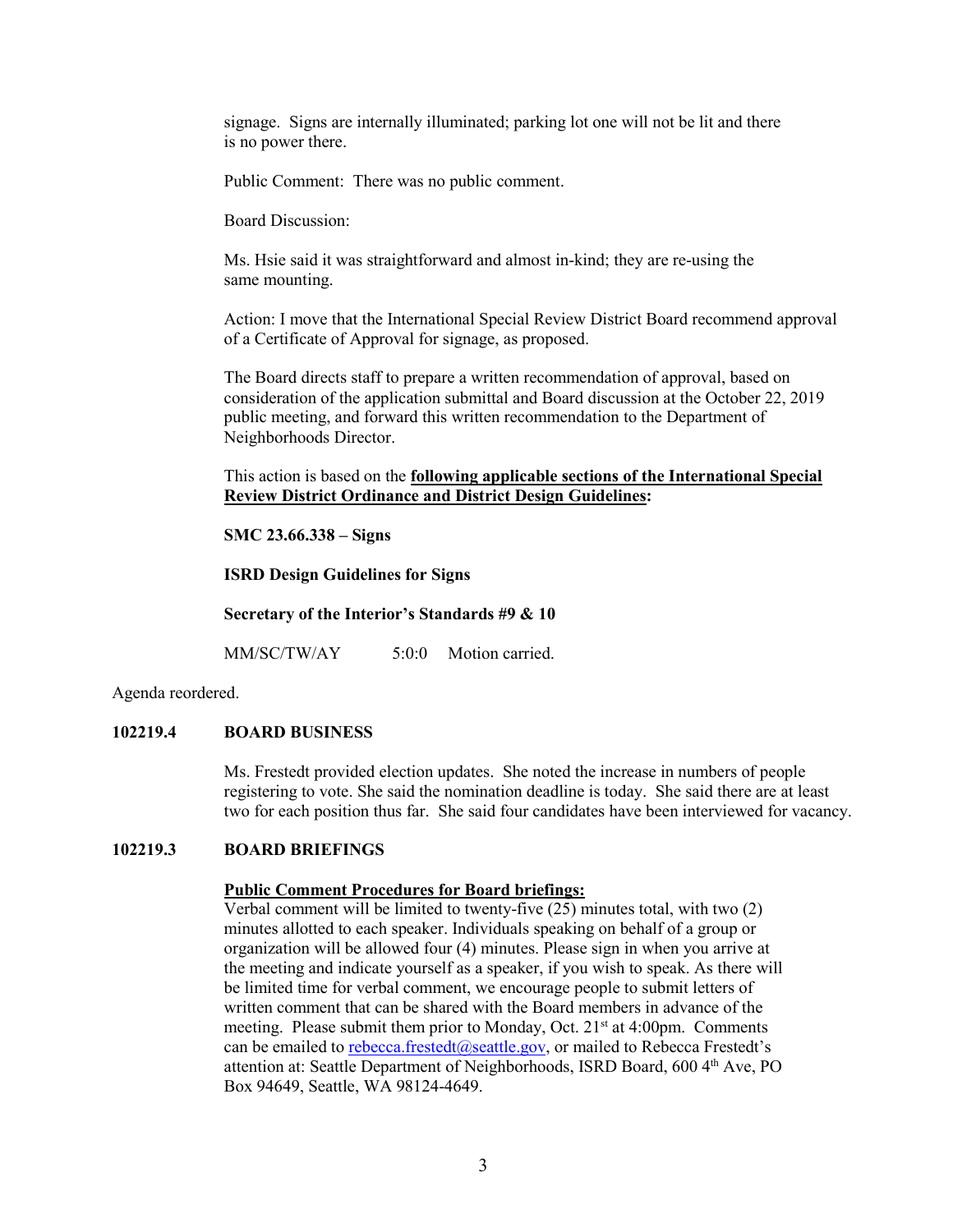signage. Signs are internally illuminated; parking lot one will not be lit and there is no power there.

Public Comment: There was no public comment.

Board Discussion:

Ms. Hsie said it was straightforward and almost in-kind; they are re-using the same mounting.

Action: I move that the International Special Review District Board recommend approval of a Certificate of Approval for signage, as proposed.

The Board directs staff to prepare a written recommendation of approval, based on consideration of the application submittal and Board discussion at the October 22, 2019 public meeting, and forward this written recommendation to the Department of Neighborhoods Director.

This action is based on the **following applicable sections of the International Special Review District Ordinance and District Design Guidelines**:

**SMC 23.66.338 – Signs**

**ISRD Design Guidelines for Signs**

**Secretary of the Interior's Standards #9 & 10**

MM/SC/TW/AY 5:0:0 Motion carried.

Agenda reordered.

## 102219.4 BOARD BUSINESS

Ms. Frestedt provided election updates. She noted the increase in numbers of people registering to vote. She said the nomination deadline is today. She said there are at least two for each position thus far. She said four candidates have been interviewed for vacancy.

## 102219.3 BOARD BRIEFINGS

**Public Comment Procedures for Board briefings:**

Verbal comment will be limited to twenty-five (25) minutes total, with two (2) minutes allotted to each speaker. Individuals speaking on behalf of a group or organization will be allowed four (4) minutes. Please sign in when you arrive at the meeting and indicate yourself as a speaker, if you wish to speak. As there will be limited time for verbal comment, we encourage people to submit letters of written comment that can be shared with the Board members in advance of the meeting. Please submit them prior to Monday, Oct. 21st at 4:00pm. Comments can be emailed to rebecca.frestedt@seattle.gov, or mailed to Rebecca Frestedt's attention at: Seattle Department of Neighborhoods, ISRD Board, 600 4th Ave, PO Box 94649, Seattle, WA 98124-4649.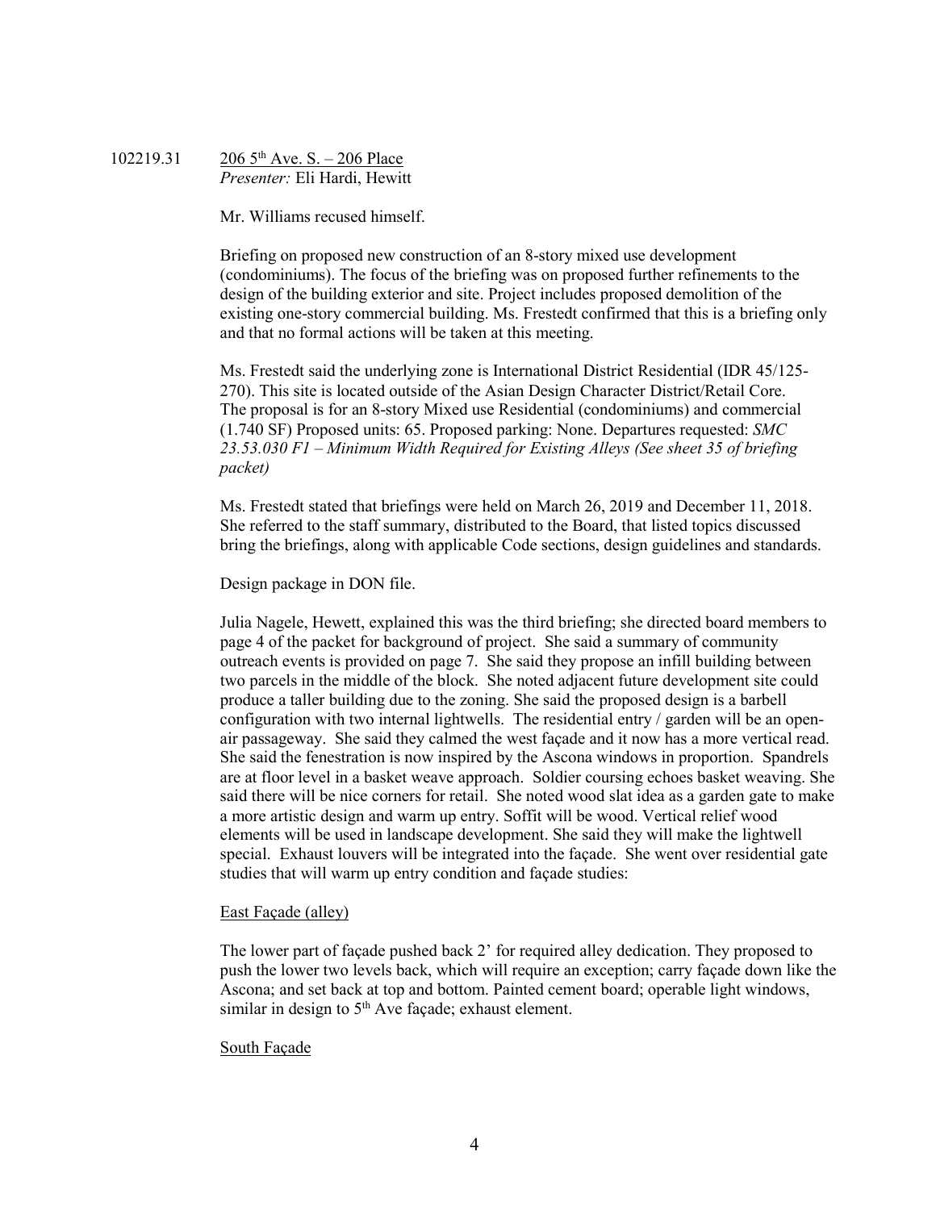102219.31 <u>206 5th Ave. S. – 206 Place</u>
*Presenter:* Eli Hardi, Hewitt

Mr. Williams recused himself.

Briefing on proposed new construction of an 8-story mixed use development (condominiums). The focus of the briefing was on proposed further refinements to the design of the building exterior and site. Project includes proposed demolition of the existing one-story commercial building. Ms. Frestedt confirmed that this is a briefing only and that no formal actions will be taken at this meeting.

Ms. Frestedt said the underlying zone is International District Residential (IDR 45/125-270). This site is located outside of the Asian Design Character District/Retail Core. The proposal is for an 8-story Mixed use Residential (condominiums) and commercial (1.740 SF) Proposed units: 65. Proposed parking: None. Departures requested: *SMC 23.53.030 F1 – Minimum Width Required for Existing Alleys (See sheet 35 of briefing packet)*

Ms. Frestedt stated that briefings were held on March 26, 2019 and December 11, 2018. She referred to the staff summary, distributed to the Board, that listed topics discussed bring the briefings, along with applicable Code sections, design guidelines and standards.

Design package in DON file.

Julia Nagele, Hewett, explained this was the third briefing; she directed board members to page 4 of the packet for background of project. She said a summary of community outreach events is provided on page 7. She said they propose an infill building between two parcels in the middle of the block. She noted adjacent future development site could produce a taller building due to the zoning. She said the proposed design is a barbell configuration with two internal lightwells. The residential entry / garden will be an open-air passageway. She said they calmed the west façade and it now has a more vertical read. She said the fenestration is now inspired by the Ascona windows in proportion. Spandrels are at floor level in a basket weave approach. Soldier coursing echoes basket weaving. She said there will be nice corners for retail. She noted wood slat idea as a garden gate to make a more artistic design and warm up entry. Soffit will be wood. Vertical relief wood elements will be used in landscape development. She said they will make the lightwell special. Exhaust louvers will be integrated into the façade. She went over residential gate studies that will warm up entry condition and façade studies:

<u>East Façade (alley)</u>

The lower part of façade pushed back 2' for required alley dedication. They proposed to push the lower two levels back, which will require an exception; carry façade down like the Ascona; and set back at top and bottom. Painted cement board; operable light windows, similar in design to 5th Ave façade; exhaust element.

<u>South Façade</u>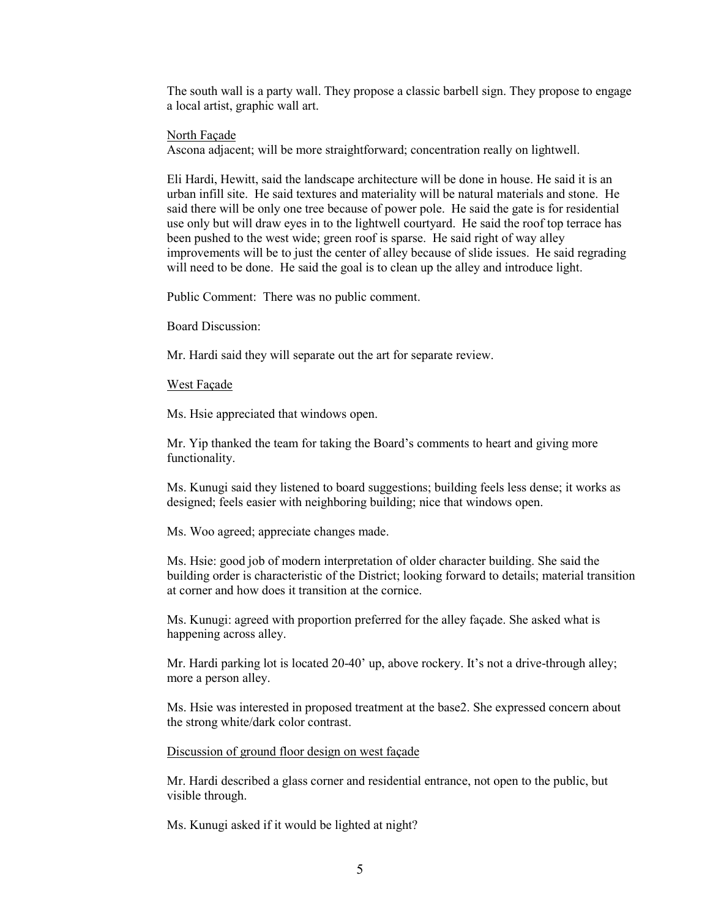The south wall is a party wall. They propose a classic barbell sign. They propose to engage a local artist, graphic wall art.

North Façade

Ascona adjacent; will be more straightforward; concentration really on lightwell.

Eli Hardi, Hewitt, said the landscape architecture will be done in house. He said it is an urban infill site. He said textures and materiality will be natural materials and stone. He said there will be only one tree because of power pole. He said the gate is for residential use only but will draw eyes in to the lightwell courtyard. He said the roof top terrace has been pushed to the west wide; green roof is sparse. He said right of way alley improvements will be to just the center of alley because of slide issues. He said regrading will need to be done. He said the goal is to clean up the alley and introduce light.

Public Comment: There was no public comment.

Board Discussion:

Mr. Hardi said they will separate out the art for separate review.

West Façade

Ms. Hsie appreciated that windows open.

Mr. Yip thanked the team for taking the Board's comments to heart and giving more functionality.

Ms. Kunugi said they listened to board suggestions; building feels less dense; it works as designed; feels easier with neighboring building; nice that windows open.

Ms. Woo agreed; appreciate changes made.

Ms. Hsie: good job of modern interpretation of older character building. She said the building order is characteristic of the District; looking forward to details; material transition at corner and how does it transition at the cornice.

Ms. Kunugi: agreed with proportion preferred for the alley façade. She asked what is happening across alley.

Mr. Hardi parking lot is located 20-40' up, above rockery. It's not a drive-through alley; more a person alley.

Ms. Hsie was interested in proposed treatment at the base2. She expressed concern about the strong white/dark color contrast.

Discussion of ground floor design on west façade

Mr. Hardi described a glass corner and residential entrance, not open to the public, but visible through.

Ms. Kunugi asked if it would be lighted at night?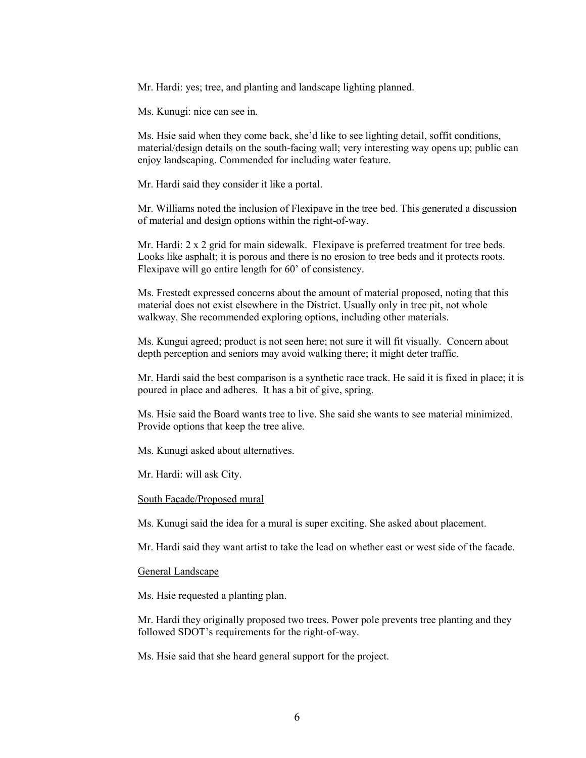Mr. Hardi: yes; tree, and planting and landscape lighting planned.

Ms. Kunugi: nice can see in.

Ms. Hsie said when they come back, she'd like to see lighting detail, soffit conditions, material/design details on the south-facing wall; very interesting way opens up; public can enjoy landscaping. Commended for including water feature.

Mr. Hardi said they consider it like a portal.

Mr. Williams noted the inclusion of Flexipave in the tree bed. This generated a discussion of material and design options within the right-of-way.

Mr. Hardi: 2 x 2 grid for main sidewalk. Flexipave is preferred treatment for tree beds. Looks like asphalt; it is porous and there is no erosion to tree beds and it protects roots. Flexipave will go entire length for 60' of consistency.

Ms. Frestedt expressed concerns about the amount of material proposed, noting that this material does not exist elsewhere in the District. Usually only in tree pit, not whole walkway. She recommended exploring options, including other materials.

Ms. Kungui agreed; product is not seen here; not sure it will fit visually. Concern about depth perception and seniors may avoid walking there; it might deter traffic.

Mr. Hardi said the best comparison is a synthetic race track. He said it is fixed in place; it is poured in place and adheres. It has a bit of give, spring.

Ms. Hsie said the Board wants tree to live. She said she wants to see material minimized. Provide options that keep the tree alive.

Ms. Kunugi asked about alternatives.

Mr. Hardi: will ask City.

<u>South Façade/Proposed mural</u>

Ms. Kunugi said the idea for a mural is super exciting. She asked about placement.

Mr. Hardi said they want artist to take the lead on whether east or west side of the facade.

<u>General Landscape</u>

Ms. Hsie requested a planting plan.

Mr. Hardi they originally proposed two trees. Power pole prevents tree planting and they followed SDOT's requirements for the right-of-way.

Ms. Hsie said that she heard general support for the project.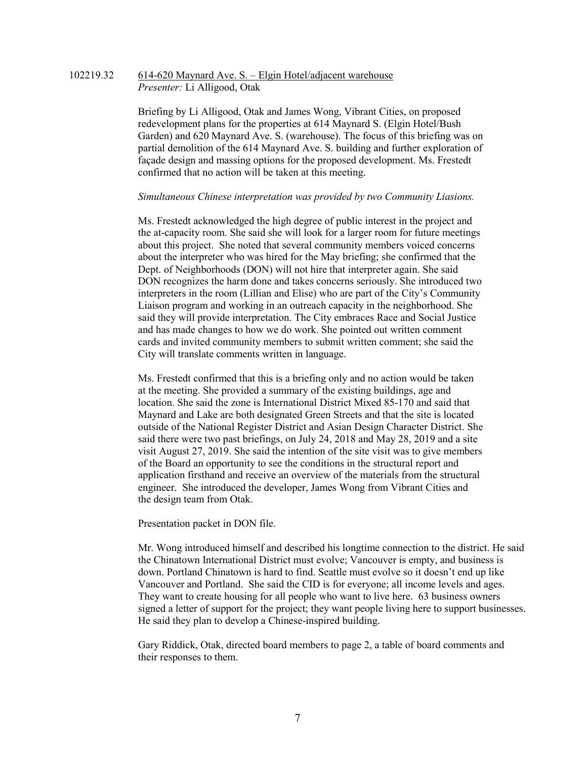102219.32 614-620 Maynard Ave. S. – Elgin Hotel/adjacent warehouse
*Presenter:* Li Alligood, Otak

Briefing by Li Alligood, Otak and James Wong, Vibrant Cities, on proposed redevelopment plans for the properties at 614 Maynard S. (Elgin Hotel/Bush Garden) and 620 Maynard Ave. S. (warehouse). The focus of this briefing was on partial demolition of the 614 Maynard Ave. S. building and further exploration of façade design and massing options for the proposed development. Ms. Frestedt confirmed that no action will be taken at this meeting.

*Simultaneous Chinese interpretation was provided by two Community Liasions.*

Ms. Frestedt acknowledged the high degree of public interest in the project and the at-capacity room. She said she will look for a larger room for future meetings about this project. She noted that several community members voiced concerns about the interpreter who was hired for the May briefing; she confirmed that the Dept. of Neighborhoods (DON) will not hire that interpreter again. She said DON recognizes the harm done and takes concerns seriously. She introduced two interpreters in the room (Lillian and Elise) who are part of the City's Community Liaison program and working in an outreach capacity in the neighborhood. She said they will provide interpretation. The City embraces Race and Social Justice and has made changes to how we do work. She pointed out written comment cards and invited community members to submit written comment; she said the City will translate comments written in language.

Ms. Frestedt confirmed that this is a briefing only and no action would be taken at the meeting. She provided a summary of the existing buildings, age and location. She said the zone is International District Mixed 85-170 and said that Maynard and Lake are both designated Green Streets and that the site is located outside of the National Register District and Asian Design Character District. She said there were two past briefings, on July 24, 2018 and May 28, 2019 and a site visit August 27, 2019. She said the intention of the site visit was to give members of the Board an opportunity to see the conditions in the structural report and application firsthand and receive an overview of the materials from the structural engineer. She introduced the developer, James Wong from Vibrant Cities and the design team from Otak.

Presentation packet in DON file.

Mr. Wong introduced himself and described his longtime connection to the district. He said the Chinatown International District must evolve; Vancouver is empty, and business is down. Portland Chinatown is hard to find. Seattle must evolve so it doesn't end up like Vancouver and Portland. She said the CID is for everyone; all income levels and ages. They want to create housing for all people who want to live here. 63 business owners signed a letter of support for the project; they want people living here to support businesses. He said they plan to develop a Chinese-inspired building.

Gary Riddick, Otak, directed board members to page 2, a table of board comments and their responses to them.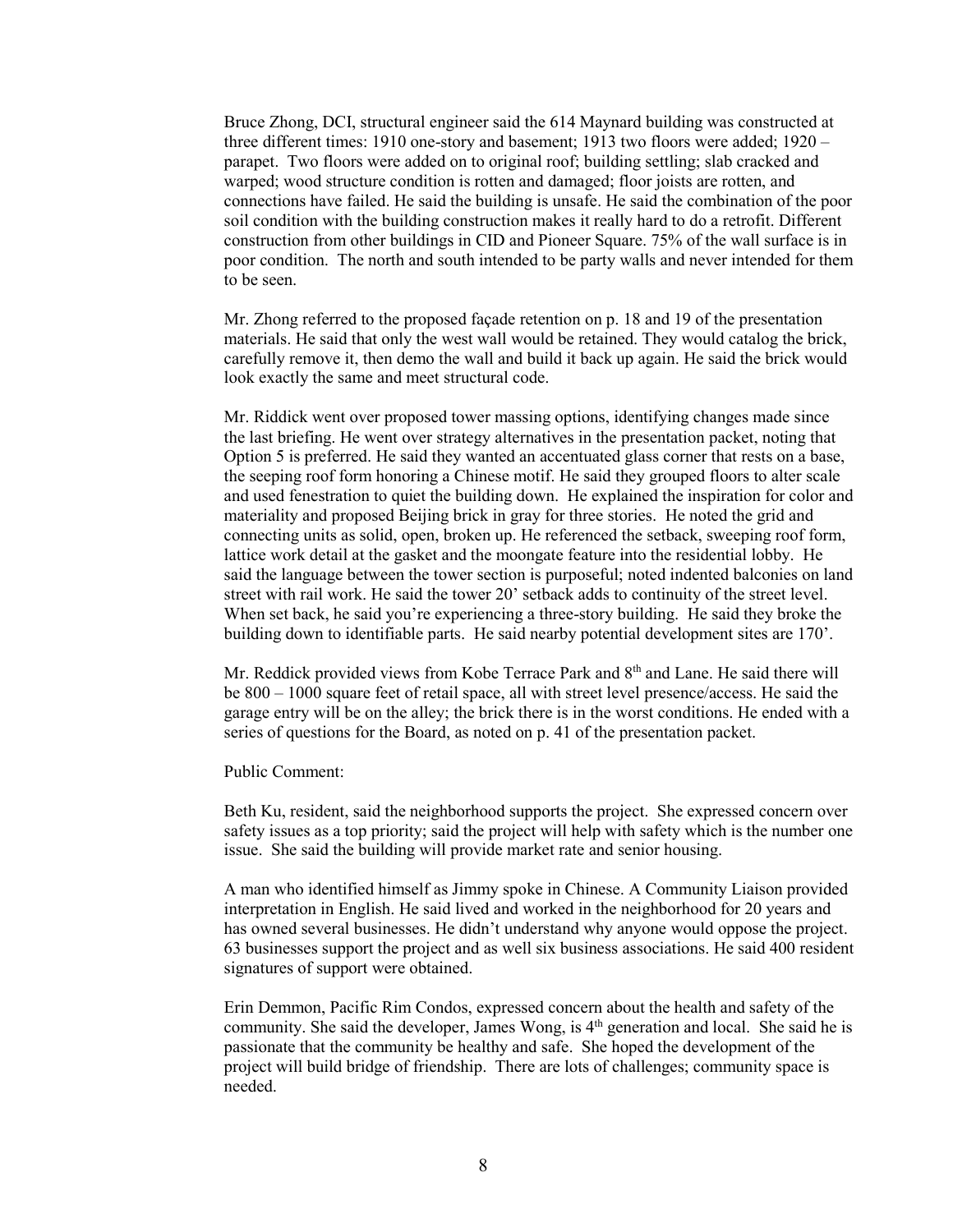Bruce Zhong, DCI, structural engineer said the 614 Maynard building was constructed at three different times: 1910 one-story and basement; 1913 two floors were added; 1920 – parapet. Two floors were added on to original roof; building settling; slab cracked and warped; wood structure condition is rotten and damaged; floor joists are rotten, and connections have failed. He said the building is unsafe. He said the combination of the poor soil condition with the building construction makes it really hard to do a retrofit. Different construction from other buildings in CID and Pioneer Square. 75% of the wall surface is in poor condition. The north and south intended to be party walls and never intended for them to be seen.

Mr. Zhong referred to the proposed façade retention on p. 18 and 19 of the presentation materials. He said that only the west wall would be retained. They would catalog the brick, carefully remove it, then demo the wall and build it back up again. He said the brick would look exactly the same and meet structural code.

Mr. Riddick went over proposed tower massing options, identifying changes made since the last briefing. He went over strategy alternatives in the presentation packet, noting that Option 5 is preferred. He said they wanted an accentuated glass corner that rests on a base, the seeping roof form honoring a Chinese motif. He said they grouped floors to alter scale and used fenestration to quiet the building down. He explained the inspiration for color and materiality and proposed Beijing brick in gray for three stories. He noted the grid and connecting units as solid, open, broken up. He referenced the setback, sweeping roof form, lattice work detail at the gasket and the moongate feature into the residential lobby. He said the language between the tower section is purposeful; noted indented balconies on land street with rail work. He said the tower 20' setback adds to continuity of the street level. When set back, he said you're experiencing a three-story building. He said they broke the building down to identifiable parts. He said nearby potential development sites are 170'.

Mr. Reddick provided views from Kobe Terrace Park and 8th and Lane. He said there will be 800 – 1000 square feet of retail space, all with street level presence/access. He said the garage entry will be on the alley; the brick there is in the worst conditions. He ended with a series of questions for the Board, as noted on p. 41 of the presentation packet.

Public Comment:

Beth Ku, resident, said the neighborhood supports the project. She expressed concern over safety issues as a top priority; said the project will help with safety which is the number one issue. She said the building will provide market rate and senior housing.

A man who identified himself as Jimmy spoke in Chinese. A Community Liaison provided interpretation in English. He said lived and worked in the neighborhood for 20 years and has owned several businesses. He didn't understand why anyone would oppose the project. 63 businesses support the project and as well six business associations. He said 400 resident signatures of support were obtained.

Erin Demmon, Pacific Rim Condos, expressed concern about the health and safety of the community. She said the developer, James Wong, is 4th generation and local. She said he is passionate that the community be healthy and safe. She hoped the development of the project will build bridge of friendship. There are lots of challenges; community space is needed.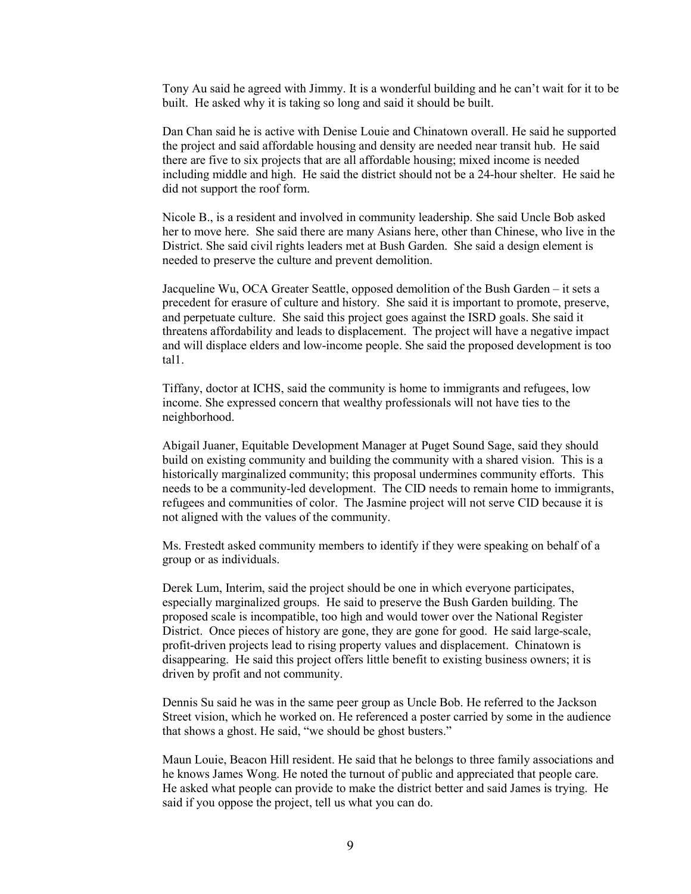Tony Au said he agreed with Jimmy. It is a wonderful building and he can't wait for it to be built. He asked why it is taking so long and said it should be built.

Dan Chan said he is active with Denise Louie and Chinatown overall. He said he supported the project and said affordable housing and density are needed near transit hub. He said there are five to six projects that are all affordable housing; mixed income is needed including middle and high. He said the district should not be a 24-hour shelter. He said he did not support the roof form.

Nicole B., is a resident and involved in community leadership. She said Uncle Bob asked her to move here. She said there are many Asians here, other than Chinese, who live in the District. She said civil rights leaders met at Bush Garden. She said a design element is needed to preserve the culture and prevent demolition.

Jacqueline Wu, OCA Greater Seattle, opposed demolition of the Bush Garden – it sets a precedent for erasure of culture and history. She said it is important to promote, preserve, and perpetuate culture. She said this project goes against the ISRD goals. She said it threatens affordability and leads to displacement. The project will have a negative impact and will displace elders and low-income people. She said the proposed development is too tal1.

Tiffany, doctor at ICHS, said the community is home to immigrants and refugees, low income. She expressed concern that wealthy professionals will not have ties to the neighborhood.

Abigail Juaner, Equitable Development Manager at Puget Sound Sage, said they should build on existing community and building the community with a shared vision. This is a historically marginalized community; this proposal undermines community efforts. This needs to be a community-led development. The CID needs to remain home to immigrants, refugees and communities of color. The Jasmine project will not serve CID because it is not aligned with the values of the community.

Ms. Frestedt asked community members to identify if they were speaking on behalf of a group or as individuals.

Derek Lum, Interim, said the project should be one in which everyone participates, especially marginalized groups. He said to preserve the Bush Garden building. The proposed scale is incompatible, too high and would tower over the National Register District. Once pieces of history are gone, they are gone for good. He said large-scale, profit-driven projects lead to rising property values and displacement. Chinatown is disappearing. He said this project offers little benefit to existing business owners; it is driven by profit and not community.

Dennis Su said he was in the same peer group as Uncle Bob. He referred to the Jackson Street vision, which he worked on. He referenced a poster carried by some in the audience that shows a ghost. He said, "we should be ghost busters."

Maun Louie, Beacon Hill resident. He said that he belongs to three family associations and he knows James Wong. He noted the turnout of public and appreciated that people care. He asked what people can provide to make the district better and said James is trying. He said if you oppose the project, tell us what you can do.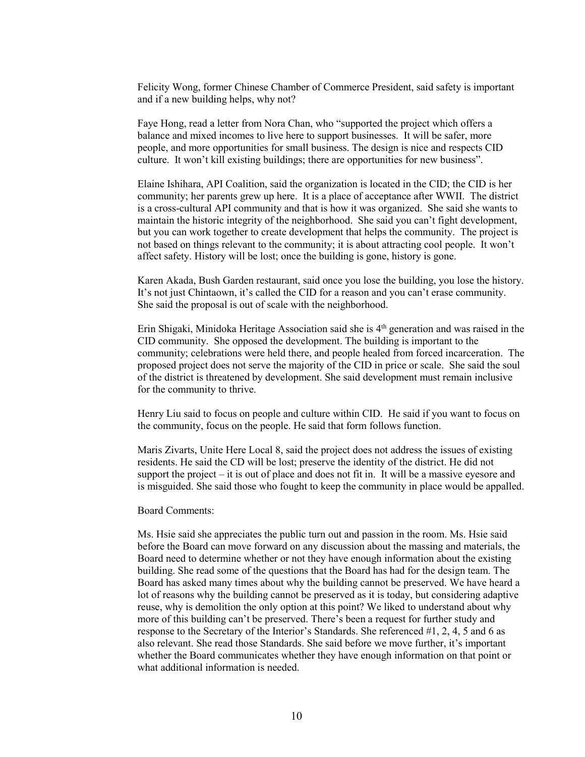Felicity Wong, former Chinese Chamber of Commerce President, said safety is important and if a new building helps, why not?

Faye Hong, read a letter from Nora Chan, who "supported the project which offers a balance and mixed incomes to live here to support businesses. It will be safer, more people, and more opportunities for small business. The design is nice and respects CID culture. It won't kill existing buildings; there are opportunities for new business".

Elaine Ishihara, API Coalition, said the organization is located in the CID; the CID is her community; her parents grew up here. It is a place of acceptance after WWII. The district is a cross-cultural API community and that is how it was organized. She said she wants to maintain the historic integrity of the neighborhood. She said you can't fight development, but you can work together to create development that helps the community. The project is not based on things relevant to the community; it is about attracting cool people. It won't affect safety. History will be lost; once the building is gone, history is gone.

Karen Akada, Bush Garden restaurant, said once you lose the building, you lose the history. It's not just Chintaown, it's called the CID for a reason and you can't erase community. She said the proposal is out of scale with the neighborhood.

Erin Shigaki, Minidoka Heritage Association said she is 4th generation and was raised in the CID community. She opposed the development. The building is important to the community; celebrations were held there, and people healed from forced incarceration. The proposed project does not serve the majority of the CID in price or scale. She said the soul of the district is threatened by development. She said development must remain inclusive for the community to thrive.

Henry Liu said to focus on people and culture within CID. He said if you want to focus on the community, focus on the people. He said that form follows function.

Maris Zivarts, Unite Here Local 8, said the project does not address the issues of existing residents. He said the CD will be lost; preserve the identity of the district. He did not support the project – it is out of place and does not fit in. It will be a massive eyesore and is misguided. She said those who fought to keep the community in place would be appalled.

Board Comments:

Ms. Hsie said she appreciates the public turn out and passion in the room. Ms. Hsie said before the Board can move forward on any discussion about the massing and materials, the Board need to determine whether or not they have enough information about the existing building. She read some of the questions that the Board has had for the design team. The Board has asked many times about why the building cannot be preserved. We have heard a lot of reasons why the building cannot be preserved as it is today, but considering adaptive reuse, why is demolition the only option at this point? We liked to understand about why more of this building can't be preserved. There's been a request for further study and response to the Secretary of the Interior's Standards. She referenced #1, 2, 4, 5 and 6 as also relevant. She read those Standards. She said before we move further, it's important whether the Board communicates whether they have enough information on that point or what additional information is needed.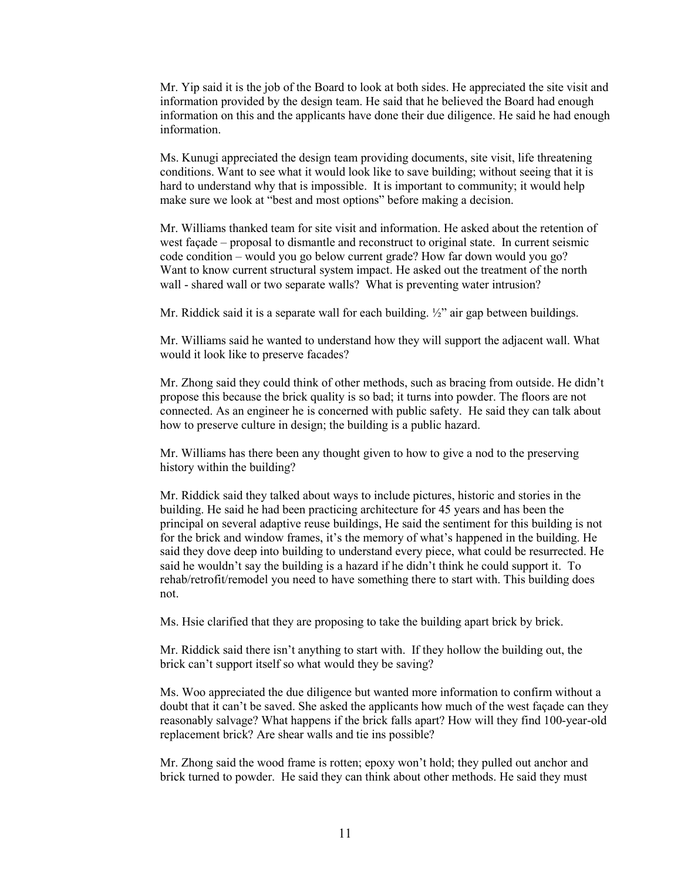Mr. Yip said it is the job of the Board to look at both sides. He appreciated the site visit and information provided by the design team. He said that he believed the Board had enough information on this and the applicants have done their due diligence. He said he had enough information.

Ms. Kunugi appreciated the design team providing documents, site visit, life threatening conditions. Want to see what it would look like to save building; without seeing that it is hard to understand why that is impossible. It is important to community; it would help make sure we look at "best and most options" before making a decision.

Mr. Williams thanked team for site visit and information. He asked about the retention of west façade – proposal to dismantle and reconstruct to original state. In current seismic code condition – would you go below current grade? How far down would you go? Want to know current structural system impact. He asked out the treatment of the north wall - shared wall or two separate walls? What is preventing water intrusion?

Mr. Riddick said it is a separate wall for each building. ½" air gap between buildings.

Mr. Williams said he wanted to understand how they will support the adjacent wall. What would it look like to preserve facades?

Mr. Zhong said they could think of other methods, such as bracing from outside. He didn't propose this because the brick quality is so bad; it turns into powder. The floors are not connected. As an engineer he is concerned with public safety. He said they can talk about how to preserve culture in design; the building is a public hazard.

Mr. Williams has there been any thought given to how to give a nod to the preserving history within the building?

Mr. Riddick said they talked about ways to include pictures, historic and stories in the building. He said he had been practicing architecture for 45 years and has been the principal on several adaptive reuse buildings, He said the sentiment for this building is not for the brick and window frames, it's the memory of what's happened in the building. He said they dove deep into building to understand every piece, what could be resurrected. He said he wouldn't say the building is a hazard if he didn't think he could support it. To rehab/retrofit/remodel you need to have something there to start with. This building does not.

Ms. Hsie clarified that they are proposing to take the building apart brick by brick.

Mr. Riddick said there isn't anything to start with. If they hollow the building out, the brick can't support itself so what would they be saving?

Ms. Woo appreciated the due diligence but wanted more information to confirm without a doubt that it can't be saved. She asked the applicants how much of the west façade can they reasonably salvage? What happens if the brick falls apart? How will they find 100-year-old replacement brick? Are shear walls and tie ins possible?

Mr. Zhong said the wood frame is rotten; epoxy won't hold; they pulled out anchor and brick turned to powder. He said they can think about other methods. He said they must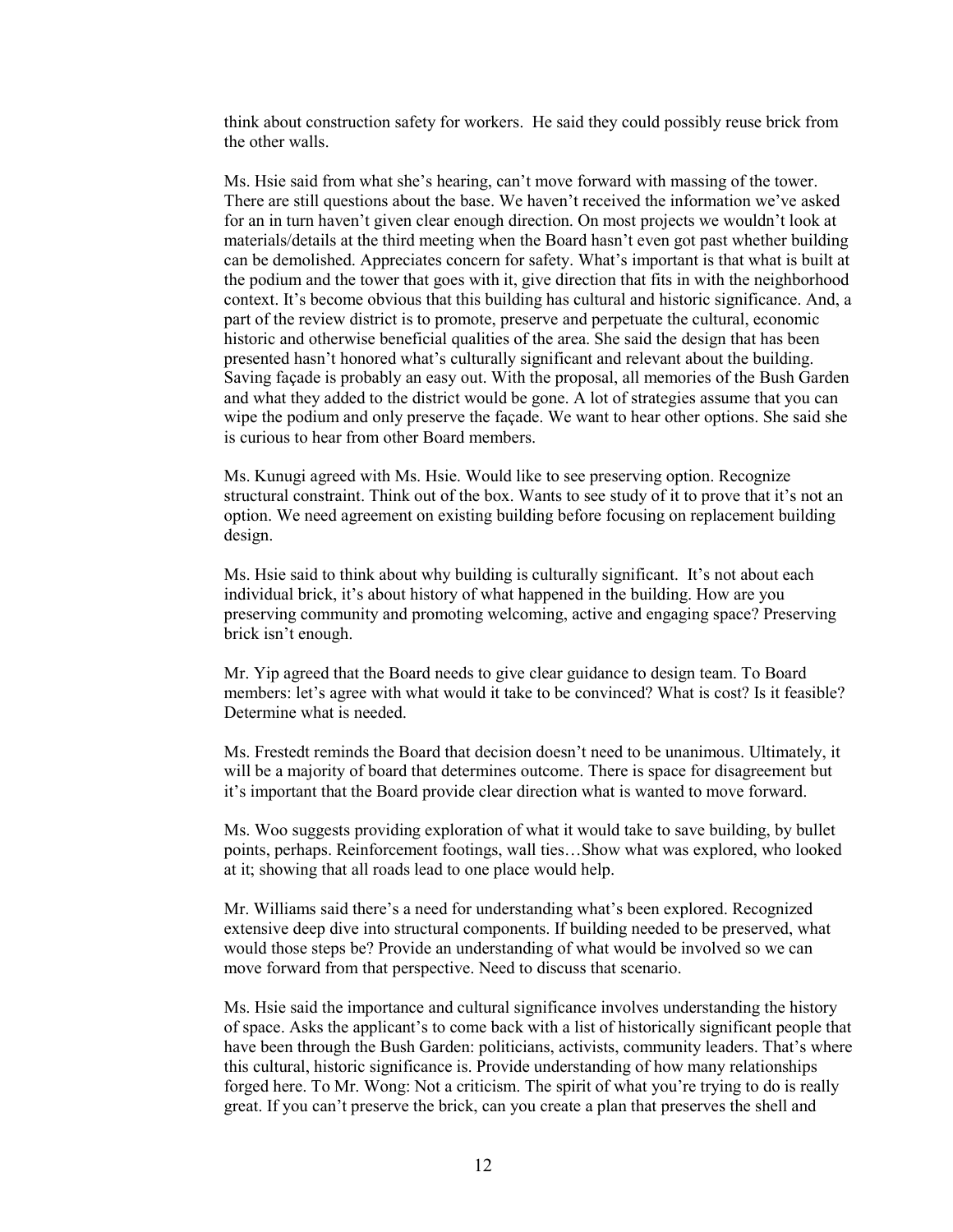think about construction safety for workers. He said they could possibly reuse brick from the other walls.

Ms. Hsie said from what she's hearing, can't move forward with massing of the tower. There are still questions about the base. We haven't received the information we've asked for an in turn haven't given clear enough direction. On most projects we wouldn't look at materials/details at the third meeting when the Board hasn't even got past whether building can be demolished. Appreciates concern for safety. What's important is that what is built at the podium and the tower that goes with it, give direction that fits in with the neighborhood context. It's become obvious that this building has cultural and historic significance. And, a part of the review district is to promote, preserve and perpetuate the cultural, economic historic and otherwise beneficial qualities of the area. She said the design that has been presented hasn't honored what's culturally significant and relevant about the building. Saving façade is probably an easy out. With the proposal, all memories of the Bush Garden and what they added to the district would be gone. A lot of strategies assume that you can wipe the podium and only preserve the façade. We want to hear other options. She said she is curious to hear from other Board members.

Ms. Kunugi agreed with Ms. Hsie. Would like to see preserving option. Recognize structural constraint. Think out of the box. Wants to see study of it to prove that it's not an option. We need agreement on existing building before focusing on replacement building design.

Ms. Hsie said to think about why building is culturally significant. It's not about each individual brick, it's about history of what happened in the building. How are you preserving community and promoting welcoming, active and engaging space? Preserving brick isn't enough.

Mr. Yip agreed that the Board needs to give clear guidance to design team. To Board members: let's agree with what would it take to be convinced? What is cost? Is it feasible? Determine what is needed.

Ms. Frestedt reminds the Board that decision doesn't need to be unanimous. Ultimately, it will be a majority of board that determines outcome. There is space for disagreement but it's important that the Board provide clear direction what is wanted to move forward.

Ms. Woo suggests providing exploration of what it would take to save building, by bullet points, perhaps. Reinforcement footings, wall ties…Show what was explored, who looked at it; showing that all roads lead to one place would help.

Mr. Williams said there's a need for understanding what's been explored. Recognized extensive deep dive into structural components. If building needed to be preserved, what would those steps be? Provide an understanding of what would be involved so we can move forward from that perspective. Need to discuss that scenario.

Ms. Hsie said the importance and cultural significance involves understanding the history of space. Asks the applicant's to come back with a list of historically significant people that have been through the Bush Garden: politicians, activists, community leaders. That's where this cultural, historic significance is. Provide understanding of how many relationships forged here. To Mr. Wong: Not a criticism. The spirit of what you're trying to do is really great. If you can't preserve the brick, can you create a plan that preserves the shell and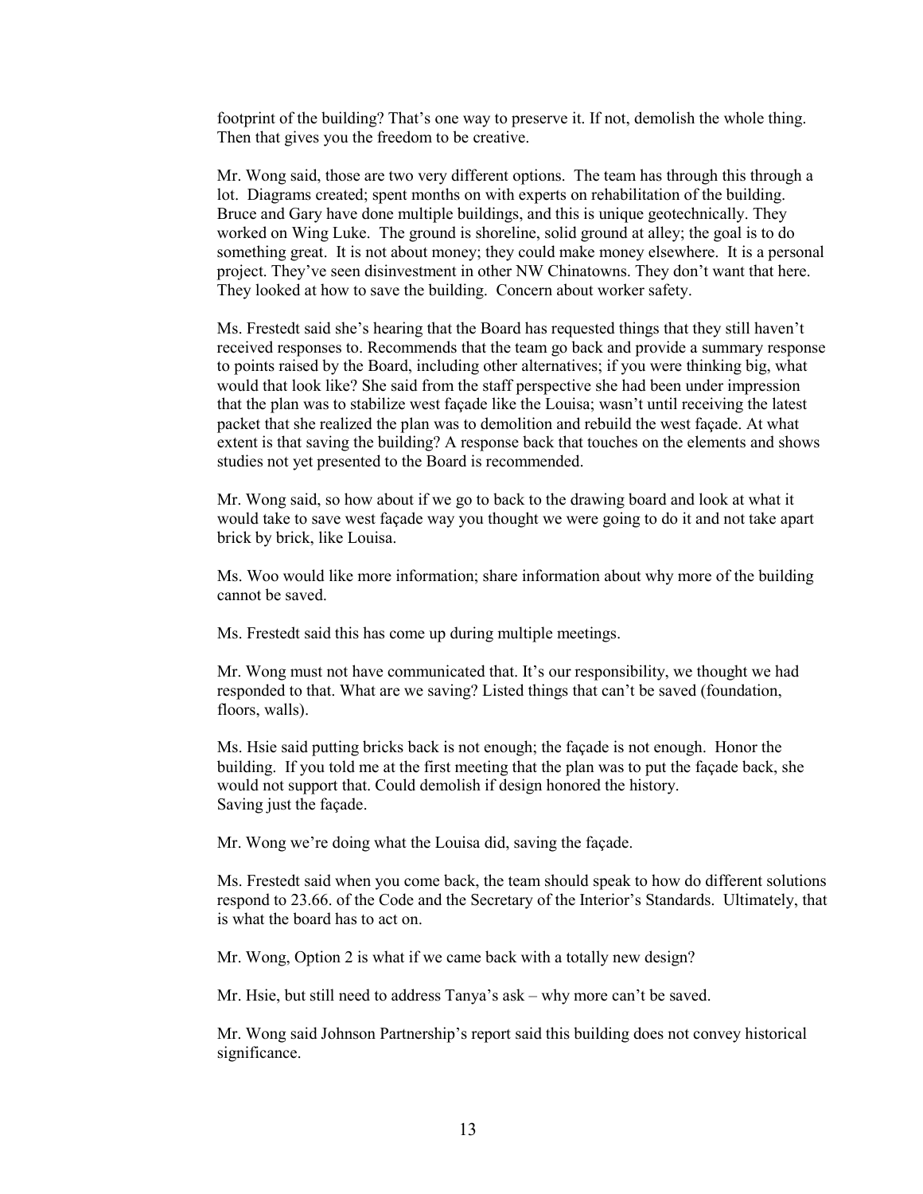footprint of the building? That's one way to preserve it. If not, demolish the whole thing. Then that gives you the freedom to be creative.

Mr. Wong said, those are two very different options. The team has through this through a lot. Diagrams created; spent months on with experts on rehabilitation of the building. Bruce and Gary have done multiple buildings, and this is unique geotechnically. They worked on Wing Luke. The ground is shoreline, solid ground at alley; the goal is to do something great. It is not about money; they could make money elsewhere. It is a personal project. They've seen disinvestment in other NW Chinatowns. They don't want that here. They looked at how to save the building. Concern about worker safety.

Ms. Frestedt said she's hearing that the Board has requested things that they still haven't received responses to. Recommends that the team go back and provide a summary response to points raised by the Board, including other alternatives; if you were thinking big, what would that look like? She said from the staff perspective she had been under impression that the plan was to stabilize west façade like the Louisa; wasn't until receiving the latest packet that she realized the plan was to demolition and rebuild the west façade. At what extent is that saving the building? A response back that touches on the elements and shows studies not yet presented to the Board is recommended.

Mr. Wong said, so how about if we go to back to the drawing board and look at what it would take to save west façade way you thought we were going to do it and not take apart brick by brick, like Louisa.

Ms. Woo would like more information; share information about why more of the building cannot be saved.

Ms. Frestedt said this has come up during multiple meetings.

Mr. Wong must not have communicated that. It's our responsibility, we thought we had responded to that. What are we saving? Listed things that can't be saved (foundation, floors, walls).

Ms. Hsie said putting bricks back is not enough; the façade is not enough. Honor the building. If you told me at the first meeting that the plan was to put the façade back, she would not support that. Could demolish if design honored the history.
Saving just the façade.

Mr. Wong we're doing what the Louisa did, saving the façade.

Ms. Frestedt said when you come back, the team should speak to how do different solutions respond to 23.66. of the Code and the Secretary of the Interior's Standards. Ultimately, that is what the board has to act on.

Mr. Wong, Option 2 is what if we came back with a totally new design?

Mr. Hsie, but still need to address Tanya's ask – why more can't be saved.

Mr. Wong said Johnson Partnership's report said this building does not convey historical significance.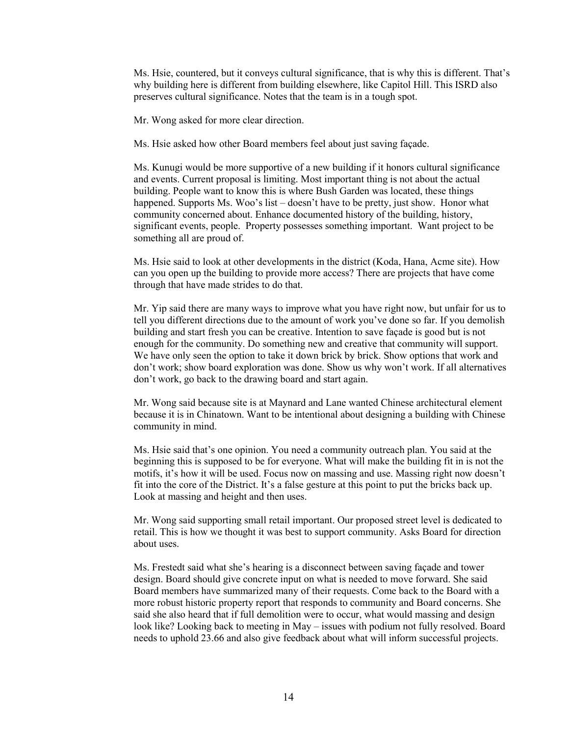Ms. Hsie, countered, but it conveys cultural significance, that is why this is different. That's why building here is different from building elsewhere, like Capitol Hill. This ISRD also preserves cultural significance. Notes that the team is in a tough spot.

Mr. Wong asked for more clear direction.

Ms. Hsie asked how other Board members feel about just saving façade.

Ms. Kunugi would be more supportive of a new building if it honors cultural significance and events. Current proposal is limiting. Most important thing is not about the actual building. People want to know this is where Bush Garden was located, these things happened. Supports Ms. Woo's list – doesn't have to be pretty, just show. Honor what community concerned about. Enhance documented history of the building, history, significant events, people. Property possesses something important. Want project to be something all are proud of.

Ms. Hsie said to look at other developments in the district (Koda, Hana, Acme site). How can you open up the building to provide more access? There are projects that have come through that have made strides to do that.

Mr. Yip said there are many ways to improve what you have right now, but unfair for us to tell you different directions due to the amount of work you've done so far. If you demolish building and start fresh you can be creative. Intention to save façade is good but is not enough for the community. Do something new and creative that community will support. We have only seen the option to take it down brick by brick. Show options that work and don't work; show board exploration was done. Show us why won't work. If all alternatives don't work, go back to the drawing board and start again.

Mr. Wong said because site is at Maynard and Lane wanted Chinese architectural element because it is in Chinatown. Want to be intentional about designing a building with Chinese community in mind.

Ms. Hsie said that's one opinion. You need a community outreach plan. You said at the beginning this is supposed to be for everyone. What will make the building fit in is not the motifs, it's how it will be used. Focus now on massing and use. Massing right now doesn't fit into the core of the District. It's a false gesture at this point to put the bricks back up. Look at massing and height and then uses.

Mr. Wong said supporting small retail important. Our proposed street level is dedicated to retail. This is how we thought it was best to support community. Asks Board for direction about uses.

Ms. Frestedt said what she's hearing is a disconnect between saving façade and tower design. Board should give concrete input on what is needed to move forward. She said Board members have summarized many of their requests. Come back to the Board with a more robust historic property report that responds to community and Board concerns. She said she also heard that if full demolition were to occur, what would massing and design look like? Looking back to meeting in May – issues with podium not fully resolved. Board needs to uphold 23.66 and also give feedback about what will inform successful projects.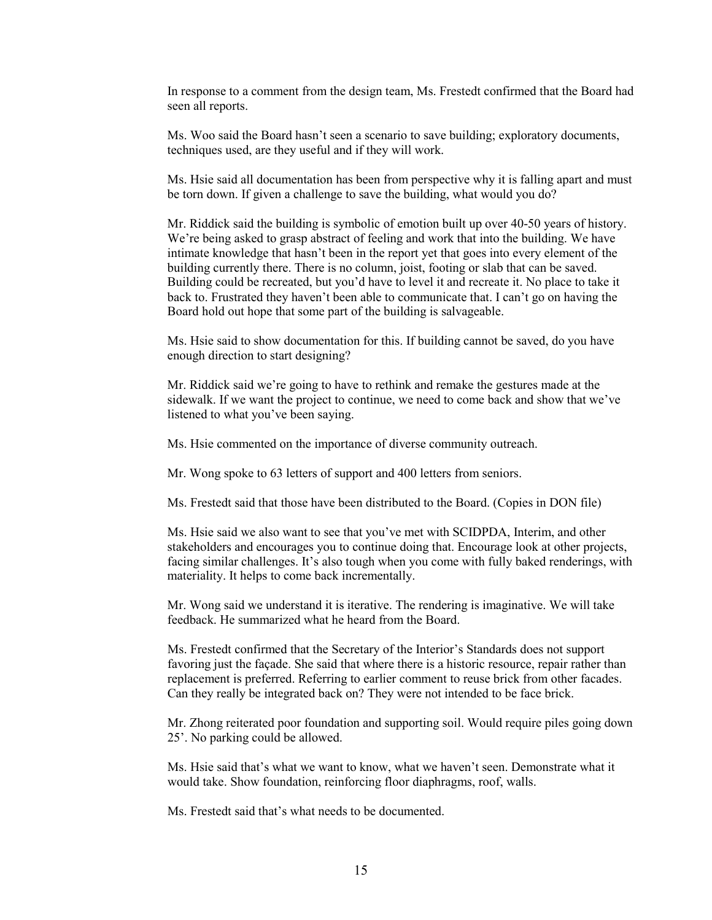In response to a comment from the design team, Ms. Frestedt confirmed that the Board had seen all reports.

Ms. Woo said the Board hasn't seen a scenario to save building; exploratory documents, techniques used, are they useful and if they will work.

Ms. Hsie said all documentation has been from perspective why it is falling apart and must be torn down. If given a challenge to save the building, what would you do?

Mr. Riddick said the building is symbolic of emotion built up over 40-50 years of history. We're being asked to grasp abstract of feeling and work that into the building. We have intimate knowledge that hasn't been in the report yet that goes into every element of the building currently there. There is no column, joist, footing or slab that can be saved. Building could be recreated, but you'd have to level it and recreate it. No place to take it back to. Frustrated they haven't been able to communicate that. I can't go on having the Board hold out hope that some part of the building is salvageable.

Ms. Hsie said to show documentation for this. If building cannot be saved, do you have enough direction to start designing?

Mr. Riddick said we're going to have to rethink and remake the gestures made at the sidewalk. If we want the project to continue, we need to come back and show that we've listened to what you've been saying.

Ms. Hsie commented on the importance of diverse community outreach.

Mr. Wong spoke to 63 letters of support and 400 letters from seniors.

Ms. Frestedt said that those have been distributed to the Board. (Copies in DON file)

Ms. Hsie said we also want to see that you've met with SCIDPDA, Interim, and other stakeholders and encourages you to continue doing that. Encourage look at other projects, facing similar challenges. It's also tough when you come with fully baked renderings, with materiality. It helps to come back incrementally.

Mr. Wong said we understand it is iterative. The rendering is imaginative. We will take feedback. He summarized what he heard from the Board.

Ms. Frestedt confirmed that the Secretary of the Interior's Standards does not support favoring just the façade. She said that where there is a historic resource, repair rather than replacement is preferred. Referring to earlier comment to reuse brick from other facades. Can they really be integrated back on? They were not intended to be face brick.

Mr. Zhong reiterated poor foundation and supporting soil. Would require piles going down 25'. No parking could be allowed.

Ms. Hsie said that's what we want to know, what we haven't seen. Demonstrate what it would take. Show foundation, reinforcing floor diaphragms, roof, walls.

Ms. Frestedt said that's what needs to be documented.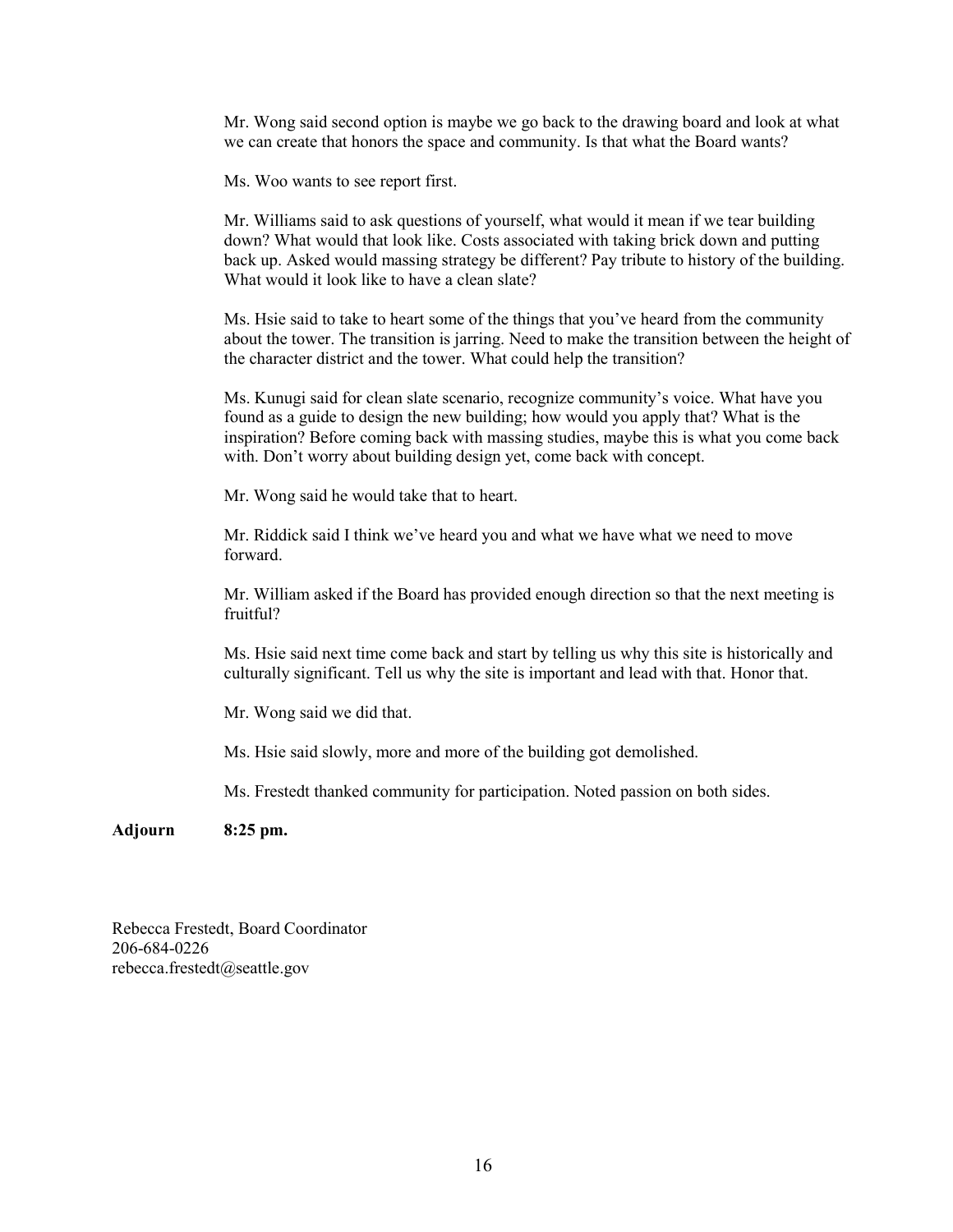Mr. Wong said second option is maybe we go back to the drawing board and look at what we can create that honors the space and community. Is that what the Board wants?

Ms. Woo wants to see report first.

Mr. Williams said to ask questions of yourself, what would it mean if we tear building down? What would that look like. Costs associated with taking brick down and putting back up. Asked would massing strategy be different? Pay tribute to history of the building. What would it look like to have a clean slate?

Ms. Hsie said to take to heart some of the things that you've heard from the community about the tower. The transition is jarring. Need to make the transition between the height of the character district and the tower. What could help the transition?

Ms. Kunugi said for clean slate scenario, recognize community's voice. What have you found as a guide to design the new building; how would you apply that? What is the inspiration? Before coming back with massing studies, maybe this is what you come back with. Don't worry about building design yet, come back with concept.

Mr. Wong said he would take that to heart.

Mr. Riddick said I think we've heard you and what we have what we need to move forward.

Mr. William asked if the Board has provided enough direction so that the next meeting is fruitful?

Ms. Hsie said next time come back and start by telling us why this site is historically and culturally significant. Tell us why the site is important and lead with that. Honor that.

Mr. Wong said we did that.

Ms. Hsie said slowly, more and more of the building got demolished.

Ms. Frestedt thanked community for participation. Noted passion on both sides.

**Adjourn 8:25 pm.**

Rebecca Frestedt, Board Coordinator
206-684-0226
rebecca.frestedt@seattle.gov